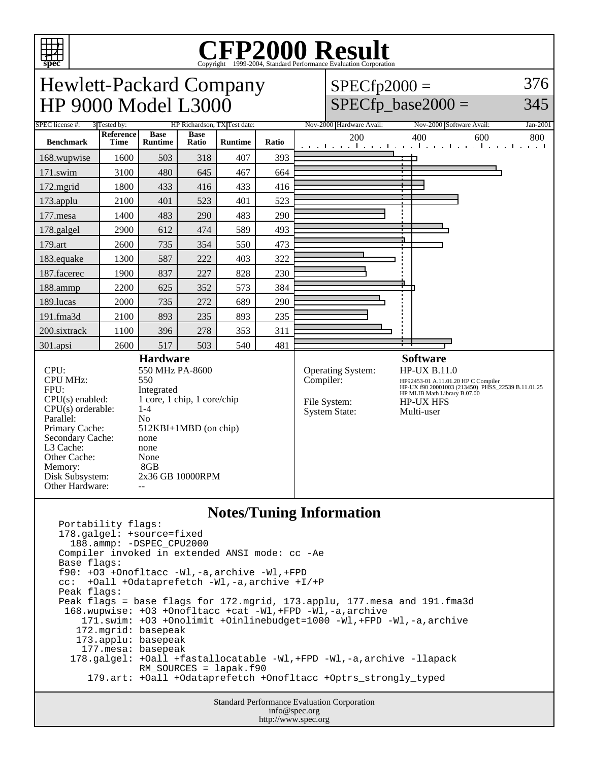# CFP2000 Result

Copyright 1999-2004, Standard Performance Evaluation Corporation

## Hewlett-Packard Company
## HP 9000 Model L3000

SPECfp2000 = 376

SPECfp_base2000 = 345

SPEC license #: 3 | Tested by: HP Richardson, TX | Test date: Nov-2000 | Hardware Avail: Nov-2000 | Software Avail: Jan-2001

| Benchmark | Reference Time | Base Runtime | Base Ratio | Runtime | Ratio |
|---|---|---|---|---|---|
| 168.wupwise | 1600 | 503 | 318 | 407 | 393 |
| 171.swim | 3100 | 480 | 645 | 467 | 664 |
| 172.mgrid | 1800 | 433 | 416 | 433 | 416 |
| 173.applu | 2100 | 401 | 523 | 401 | 523 |
| 177.mesa | 1400 | 483 | 290 | 483 | 290 |
| 178.galgel | 2900 | 612 | 474 | 589 | 493 |
| 179.art | 2600 | 735 | 354 | 550 | 473 |
| 183.equake | 1300 | 587 | 222 | 403 | 322 |
| 187.facerec | 1900 | 837 | 227 | 828 | 230 |
| 188.ammp | 2200 | 625 | 352 | 573 | 384 |
| 189.lucas | 2000 | 735 | 272 | 689 | 290 |
| 191.fma3d | 2100 | 893 | 235 | 893 | 235 |
| 200.sixtrack | 1100 | 396 | 278 | 353 | 311 |
| 301.apsi | 2600 | 517 | 503 | 540 | 481 |

### Hardware

- CPU: 550 MHz PA-8600
- CPU MHz: 550
- FPU: Integrated
- CPU(s) enabled: 1 core, 1 chip, 1 core/chip
- CPU(s) orderable: 1-4
- Parallel: No
- Primary Cache: 512KBI+1MBD (on chip)
- Secondary Cache: none
- L3 Cache: none
- Other Cache: None
- Memory: 8GB
- Disk Subsystem: 2x36 GB 10000RPM
- Other Hardware: --

### Software

- Operating System: HP-UX B.11.0
- Compiler: HP92453-01 A.11.01.20 HP C Compiler; HP-UX f90 20001003 (213450) PHSS_22539 B.11.01.25; HP MLIB Math Library B.07.00
- File System: HP-UX HFS
- System State: Multi-user

### Notes/Tuning Information

```
Portability flags:
178.galgel: +source=fixed
  188.ammp: -DSPEC_CPU2000
Compiler invoked in extended ANSI mode: cc -Ae
Base flags:
f90: +O3 +Onofltacc -Wl,-a,archive -Wl,+FPD
cc:  +Oall +Odataprefetch -Wl,-a,archive +I/+P
Peak flags:
Peak flags = base flags for 172.mgrid, 173.applu, 177.mesa and 191.fma3d
 168.wupwise: +O3 +Onofltacc +cat -Wl,+FPD -Wl,-a,archive
    171.swim: +O3 +Onolimit +Oinlinebudget=1000 -Wl,+FPD -Wl,-a,archive
   172.mgrid: basepeak
   173.applu: basepeak
    177.mesa: basepeak
  178.galgel: +Oall +fastallocatable -Wl,+FPD -Wl,-a,archive -llapack
              RM_SOURCES = lapak.f90
     179.art: +Oall +Odataprefetch +Onofltacc +Optrs_strongly_typed
```

Standard Performance Evaluation Corporation
info@spec.org
http://www.spec.org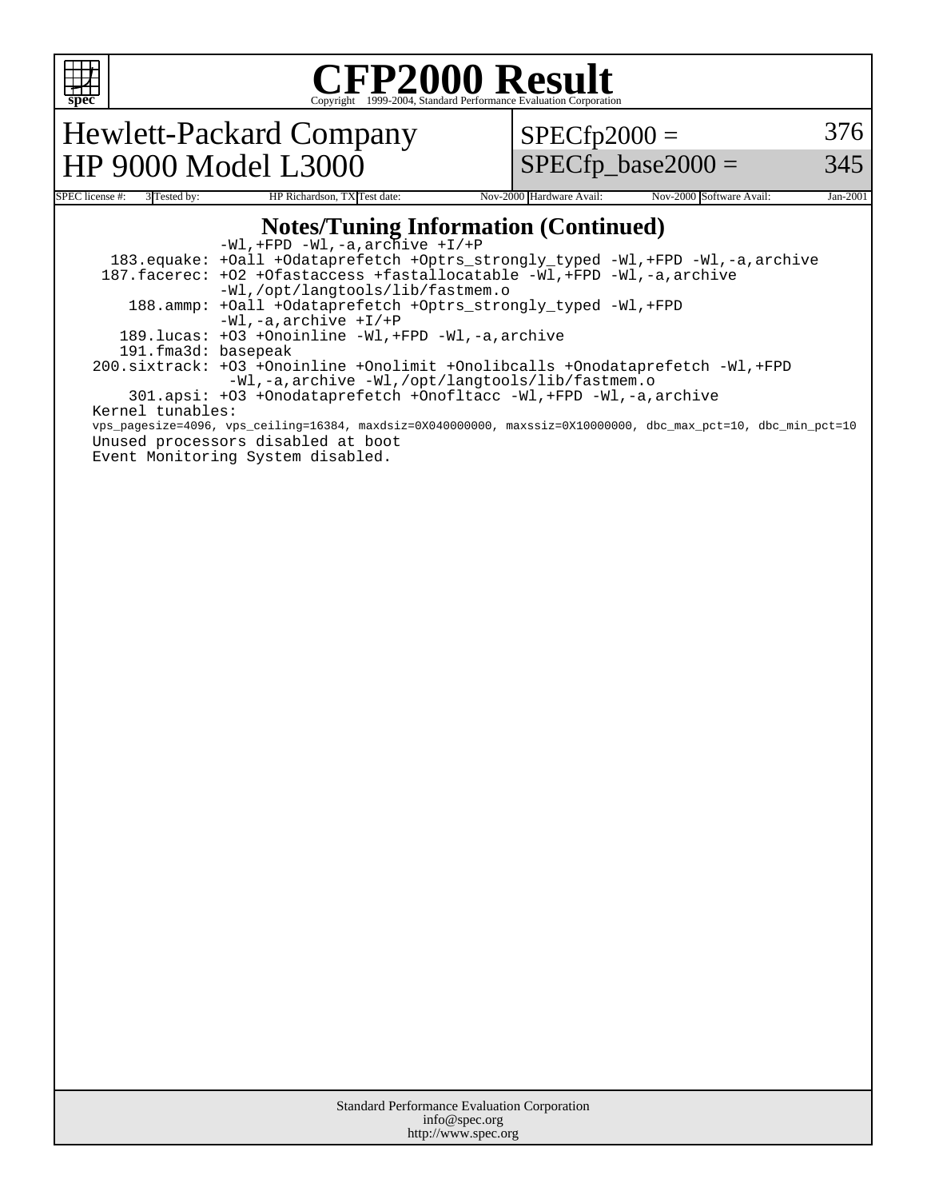# CFP2000 Result

Copyright 1999-2004, Standard Performance Evaluation Corporation

## Hewlett-Packard Company
## HP 9000 Model L3000

SPECfp2000 = 376

SPECfp_base2000 = 345

| SPEC license #: | 3 | Tested by: | HP Richardson, TX | Test date: | Nov-2000 | Hardware Avail: | Nov-2000 | Software Avail: | Jan-2001 |
|---|---|---|---|---|---|---|---|---|---|

### Notes/Tuning Information (Continued)

```
                  -Wl,+FPD -Wl,-a,archive +I/+P
     183.equake: +Oall +Odataprefetch +Optrs_strongly_typed -Wl,+FPD -Wl,-a,archive
    187.facerec: +O2 +Ofastaccess +fastallocatable -Wl,+FPD -Wl,-a,archive
                  -Wl,/opt/langtools/lib/fastmem.o
       188.ammp: +Oall +Odataprefetch +Optrs_strongly_typed -Wl,+FPD
                  -Wl,-a,archive +I/+P
      189.lucas: +O3 +Onoinline -Wl,+FPD -Wl,-a,archive
      191.fma3d: basepeak
   200.sixtrack: +O3 +Onoinline +Onolimit +Onolibcalls +Onodataprefetch -Wl,+FPD
                  -Wl,-a,archive -Wl,/opt/langtools/lib/fastmem.o
       301.apsi: +O3 +Onodataprefetch +Onofltacc -Wl,+FPD -Wl,-a,archive
Kernel tunables:
vps_pagesize=4096, vps_ceiling=16384, maxdsiz=0X040000000, maxssiz=0X10000000, dbc_max_pct=10, dbc_min_pct=10
Unused processors disabled at boot
Event Monitoring System disabled.
```